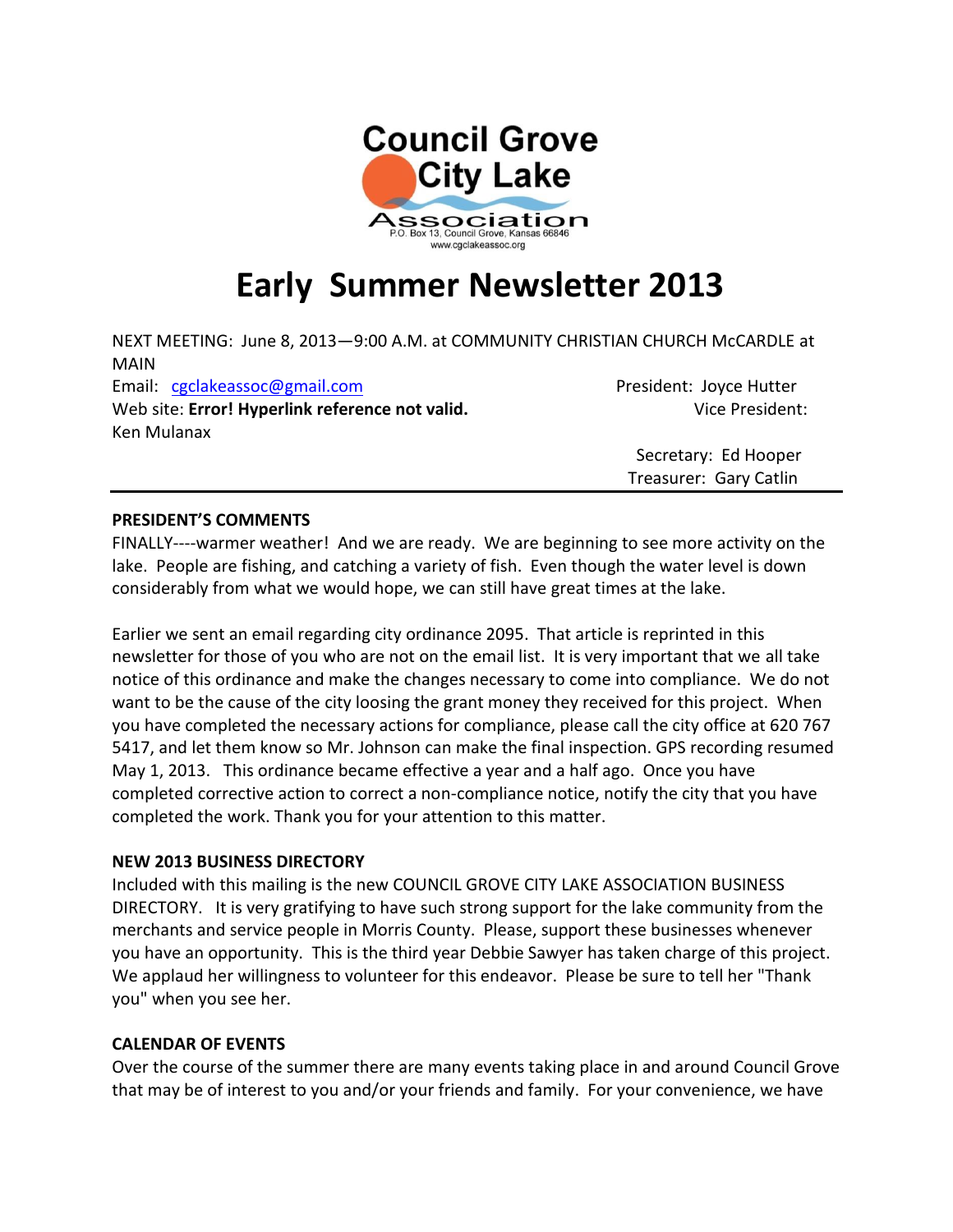**Council Grove City Lake Association**
P.O. Box 13, Council Grove, Kansas 66846
www.cgclakeassoc.org

# Early Summer Newsletter 2013

NEXT MEETING: June 8, 2013—9:00 A.M. at COMMUNITY CHRISTIAN CHURCH McCARDLE at MAIN

Email: cgclakeassoc@gmail.com

Web site: **Error! Hyperlink reference not valid.**

President: Joyce Hutter

Vice President: Ken Mulanax

Secretary: Ed Hooper

Treasurer: Gary Catlin

---

**PRESIDENT'S COMMENTS**

FINALLY----warmer weather! And we are ready. We are beginning to see more activity on the lake. People are fishing, and catching a variety of fish. Even though the water level is down considerably from what we would hope, we can still have great times at the lake.

Earlier we sent an email regarding city ordinance 2095. That article is reprinted in this newsletter for those of you who are not on the email list. It is very important that we all take notice of this ordinance and make the changes necessary to come into compliance. We do not want to be the cause of the city loosing the grant money they received for this project. When you have completed the necessary actions for compliance, please call the city office at 620 767 5417, and let them know so Mr. Johnson can make the final inspection. GPS recording resumed May 1, 2013. This ordinance became effective a year and a half ago. Once you have completed corrective action to correct a non-compliance notice, notify the city that you have completed the work. Thank you for your attention to this matter.

**NEW 2013 BUSINESS DIRECTORY**

Included with this mailing is the new COUNCIL GROVE CITY LAKE ASSOCIATION BUSINESS DIRECTORY. It is very gratifying to have such strong support for the lake community from the merchants and service people in Morris County. Please, support these businesses whenever you have an opportunity. This is the third year Debbie Sawyer has taken charge of this project. We applaud her willingness to volunteer for this endeavor. Please be sure to tell her "Thank you" when you see her.

**CALENDAR OF EVENTS**

Over the course of the summer there are many events taking place in and around Council Grove that may be of interest to you and/or your friends and family. For your convenience, we have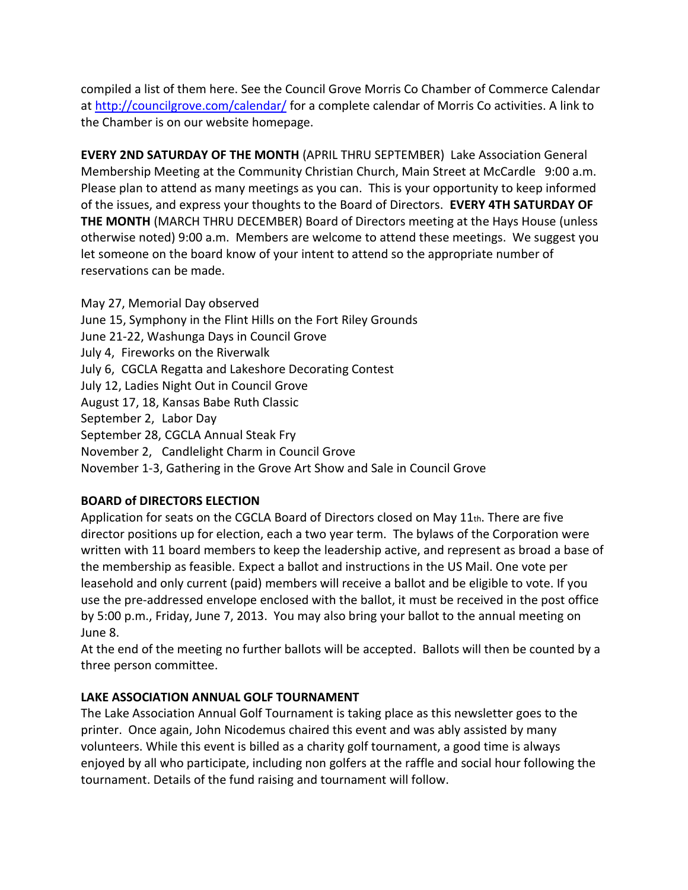compiled a list of them here. See the Council Grove Morris Co Chamber of Commerce Calendar at [http://councilgrove.com/calendar/](http://councilgrove.com/calendar/) for a complete calendar of Morris Co activities. A link to the Chamber is on our website homepage.

**EVERY 2ND SATURDAY OF THE MONTH** (APRIL THRU SEPTEMBER) Lake Association General Membership Meeting at the Community Christian Church, Main Street at McCardle 9:00 a.m. Please plan to attend as many meetings as you can. This is your opportunity to keep informed of the issues, and express your thoughts to the Board of Directors. **EVERY 4TH SATURDAY OF THE MONTH** (MARCH THRU DECEMBER) Board of Directors meeting at the Hays House (unless otherwise noted) 9:00 a.m. Members are welcome to attend these meetings. We suggest you let someone on the board know of your intent to attend so the appropriate number of reservations can be made.

May 27, Memorial Day observed
June 15, Symphony in the Flint Hills on the Fort Riley Grounds
June 21-22, Washunga Days in Council Grove
July 4, Fireworks on the Riverwalk
July 6, CGCLA Regatta and Lakeshore Decorating Contest
July 12, Ladies Night Out in Council Grove
August 17, 18, Kansas Babe Ruth Classic
September 2, Labor Day
September 28, CGCLA Annual Steak Fry
November 2, Candlelight Charm in Council Grove
November 1-3, Gathering in the Grove Art Show and Sale in Council Grove

**BOARD of DIRECTORS ELECTION**

Application for seats on the CGCLA Board of Directors closed on May 11th. There are five director positions up for election, each a two year term. The bylaws of the Corporation were written with 11 board members to keep the leadership active, and represent as broad a base of the membership as feasible. Expect a ballot and instructions in the US Mail. One vote per leasehold and only current (paid) members will receive a ballot and be eligible to vote. If you use the pre-addressed envelope enclosed with the ballot, it must be received in the post office by 5:00 p.m., Friday, June 7, 2013. You may also bring your ballot to the annual meeting on June 8.

At the end of the meeting no further ballots will be accepted. Ballots will then be counted by a three person committee.

**LAKE ASSOCIATION ANNUAL GOLF TOURNAMENT**

The Lake Association Annual Golf Tournament is taking place as this newsletter goes to the printer. Once again, John Nicodemus chaired this event and was ably assisted by many volunteers. While this event is billed as a charity golf tournament, a good time is always enjoyed by all who participate, including non golfers at the raffle and social hour following the tournament. Details of the fund raising and tournament will follow.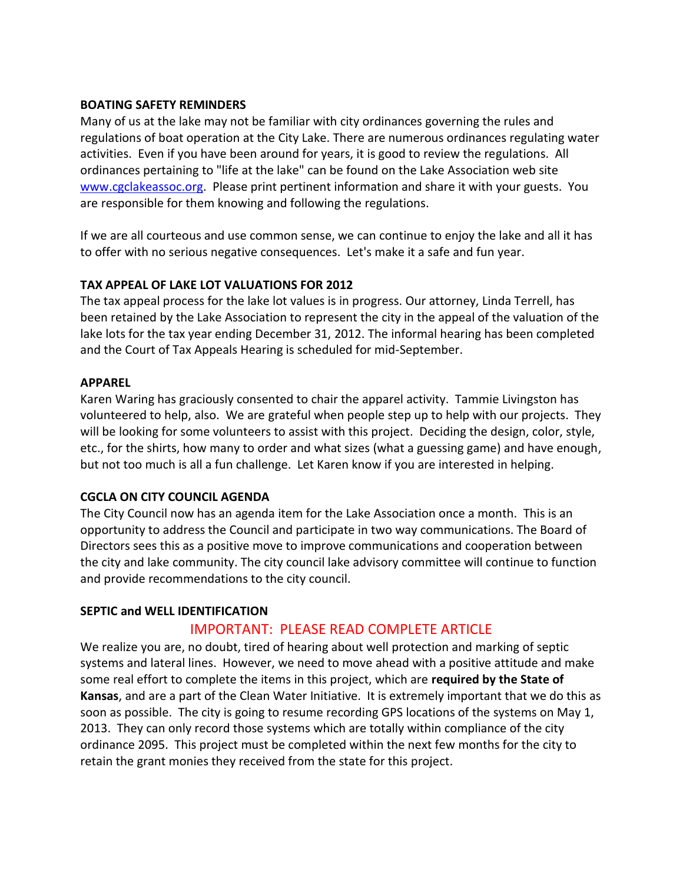### BOATING SAFETY REMINDERS

Many of us at the lake may not be familiar with city ordinances governing the rules and regulations of boat operation at the City Lake. There are numerous ordinances regulating water activities. Even if you have been around for years, it is good to review the regulations. All ordinances pertaining to "life at the lake" can be found on the Lake Association web site [www.cgclakeassoc.org](http://www.cgclakeassoc.org). Please print pertinent information and share it with your guests. You are responsible for them knowing and following the regulations.

If we are all courteous and use common sense, we can continue to enjoy the lake and all it has to offer with no serious negative consequences. Let's make it a safe and fun year.

### TAX APPEAL OF LAKE LOT VALUATIONS FOR 2012

The tax appeal process for the lake lot values is in progress. Our attorney, Linda Terrell, has been retained by the Lake Association to represent the city in the appeal of the valuation of the lake lots for the tax year ending December 31, 2012. The informal hearing has been completed and the Court of Tax Appeals Hearing is scheduled for mid-September.

### APPAREL

Karen Waring has graciously consented to chair the apparel activity. Tammie Livingston has volunteered to help, also. We are grateful when people step up to help with our projects. They will be looking for some volunteers to assist with this project. Deciding the design, color, style, etc., for the shirts, how many to order and what sizes (what a guessing game) and have enough, but not too much is all a fun challenge. Let Karen know if you are interested in helping.

### CGCLA ON CITY COUNCIL AGENDA

The City Council now has an agenda item for the Lake Association once a month. This is an opportunity to address the Council and participate in two way communications. The Board of Directors sees this as a positive move to improve communications and cooperation between the city and lake community. The city council lake advisory committee will continue to function and provide recommendations to the city council.

### SEPTIC and WELL IDENTIFICATION

IMPORTANT: PLEASE READ COMPLETE ARTICLE

We realize you are, no doubt, tired of hearing about well protection and marking of septic systems and lateral lines. However, we need to move ahead with a positive attitude and make some real effort to complete the items in this project, which are **required by the State of Kansas**, and are a part of the Clean Water Initiative. It is extremely important that we do this as soon as possible. The city is going to resume recording GPS locations of the systems on May 1, 2013. They can only record those systems which are totally within compliance of the city ordinance 2095. This project must be completed within the next few months for the city to retain the grant monies they received from the state for this project.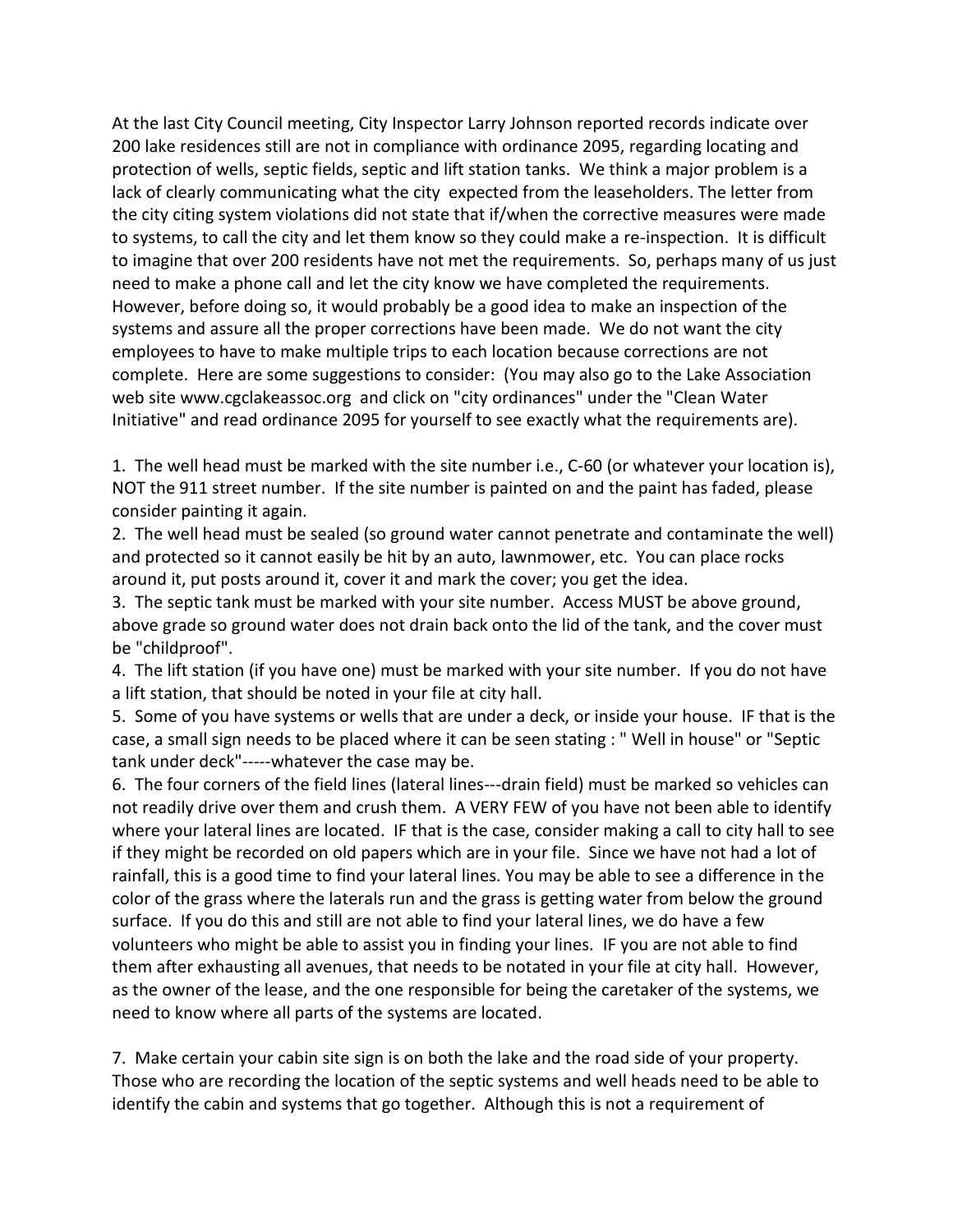At the last City Council meeting, City Inspector Larry Johnson reported records indicate over 200 lake residences still are not in compliance with ordinance 2095, regarding locating and protection of wells, septic fields, septic and lift station tanks. We think a major problem is a lack of clearly communicating what the city expected from the leaseholders. The letter from the city citing system violations did not state that if/when the corrective measures were made to systems, to call the city and let them know so they could make a re-inspection. It is difficult to imagine that over 200 residents have not met the requirements. So, perhaps many of us just need to make a phone call and let the city know we have completed the requirements. However, before doing so, it would probably be a good idea to make an inspection of the systems and assure all the proper corrections have been made. We do not want the city employees to have to make multiple trips to each location because corrections are not complete. Here are some suggestions to consider: (You may also go to the Lake Association web site www.cgclakeassoc.org and click on "city ordinances" under the "Clean Water Initiative" and read ordinance 2095 for yourself to see exactly what the requirements are).

1. The well head must be marked with the site number i.e., C-60 (or whatever your location is), NOT the 911 street number. If the site number is painted on and the paint has faded, please consider painting it again.
2. The well head must be sealed (so ground water cannot penetrate and contaminate the well) and protected so it cannot easily be hit by an auto, lawnmower, etc. You can place rocks around it, put posts around it, cover it and mark the cover; you get the idea.
3. The septic tank must be marked with your site number. Access MUST be above ground, above grade so ground water does not drain back onto the lid of the tank, and the cover must be "childproof".
4. The lift station (if you have one) must be marked with your site number. If you do not have a lift station, that should be noted in your file at city hall.
5. Some of you have systems or wells that are under a deck, or inside your house. IF that is the case, a small sign needs to be placed where it can be seen stating : " Well in house" or "Septic tank under deck"-----whatever the case may be.
6. The four corners of the field lines (lateral lines---drain field) must be marked so vehicles can not readily drive over them and crush them. A VERY FEW of you have not been able to identify where your lateral lines are located. IF that is the case, consider making a call to city hall to see if they might be recorded on old papers which are in your file. Since we have not had a lot of rainfall, this is a good time to find your lateral lines. You may be able to see a difference in the color of the grass where the laterals run and the grass is getting water from below the ground surface. If you do this and still are not able to find your lateral lines, we do have a few volunteers who might be able to assist you in finding your lines. IF you are not able to find them after exhausting all avenues, that needs to be notated in your file at city hall. However, as the owner of the lease, and the one responsible for being the caretaker of the systems, we need to know where all parts of the systems are located.

7. Make certain your cabin site sign is on both the lake and the road side of your property. Those who are recording the location of the septic systems and well heads need to be able to identify the cabin and systems that go together. Although this is not a requirement of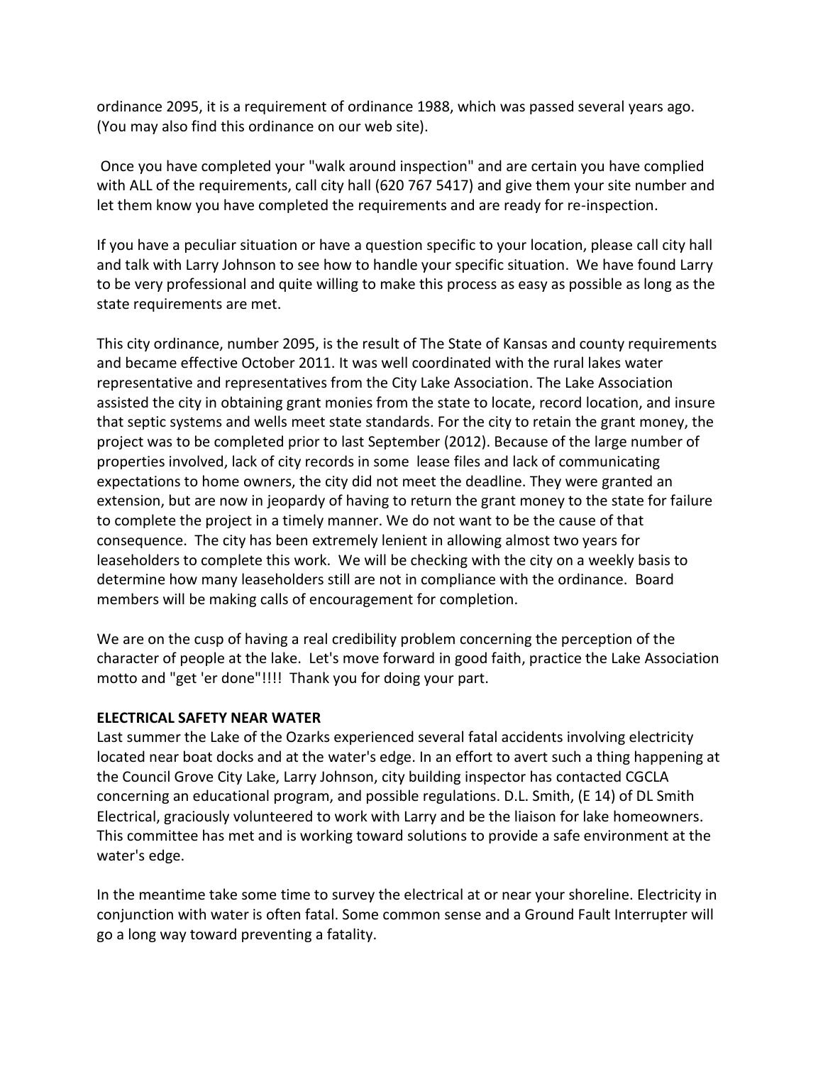ordinance 2095, it is a requirement of ordinance 1988, which was passed several years ago. (You may also find this ordinance on our web site).

Once you have completed your "walk around inspection" and are certain you have complied with ALL of the requirements, call city hall (620 767 5417) and give them your site number and let them know you have completed the requirements and are ready for re-inspection.

If you have a peculiar situation or have a question specific to your location, please call city hall and talk with Larry Johnson to see how to handle your specific situation. We have found Larry to be very professional and quite willing to make this process as easy as possible as long as the state requirements are met.

This city ordinance, number 2095, is the result of The State of Kansas and county requirements and became effective October 2011. It was well coordinated with the rural lakes water representative and representatives from the City Lake Association. The Lake Association assisted the city in obtaining grant monies from the state to locate, record location, and insure that septic systems and wells meet state standards. For the city to retain the grant money, the project was to be completed prior to last September (2012). Because of the large number of properties involved, lack of city records in some lease files and lack of communicating expectations to home owners, the city did not meet the deadline. They were granted an extension, but are now in jeopardy of having to return the grant money to the state for failure to complete the project in a timely manner. We do not want to be the cause of that consequence. The city has been extremely lenient in allowing almost two years for leaseholders to complete this work. We will be checking with the city on a weekly basis to determine how many leaseholders still are not in compliance with the ordinance. Board members will be making calls of encouragement for completion.

We are on the cusp of having a real credibility problem concerning the perception of the character of people at the lake. Let's move forward in good faith, practice the Lake Association motto and "get 'er done"!!!! Thank you for doing your part.

**ELECTRICAL SAFETY NEAR WATER**

Last summer the Lake of the Ozarks experienced several fatal accidents involving electricity located near boat docks and at the water's edge. In an effort to avert such a thing happening at the Council Grove City Lake, Larry Johnson, city building inspector has contacted CGCLA concerning an educational program, and possible regulations. D.L. Smith, (E 14) of DL Smith Electrical, graciously volunteered to work with Larry and be the liaison for lake homeowners. This committee has met and is working toward solutions to provide a safe environment at the water's edge.

In the meantime take some time to survey the electrical at or near your shoreline. Electricity in conjunction with water is often fatal. Some common sense and a Ground Fault Interrupter will go a long way toward preventing a fatality.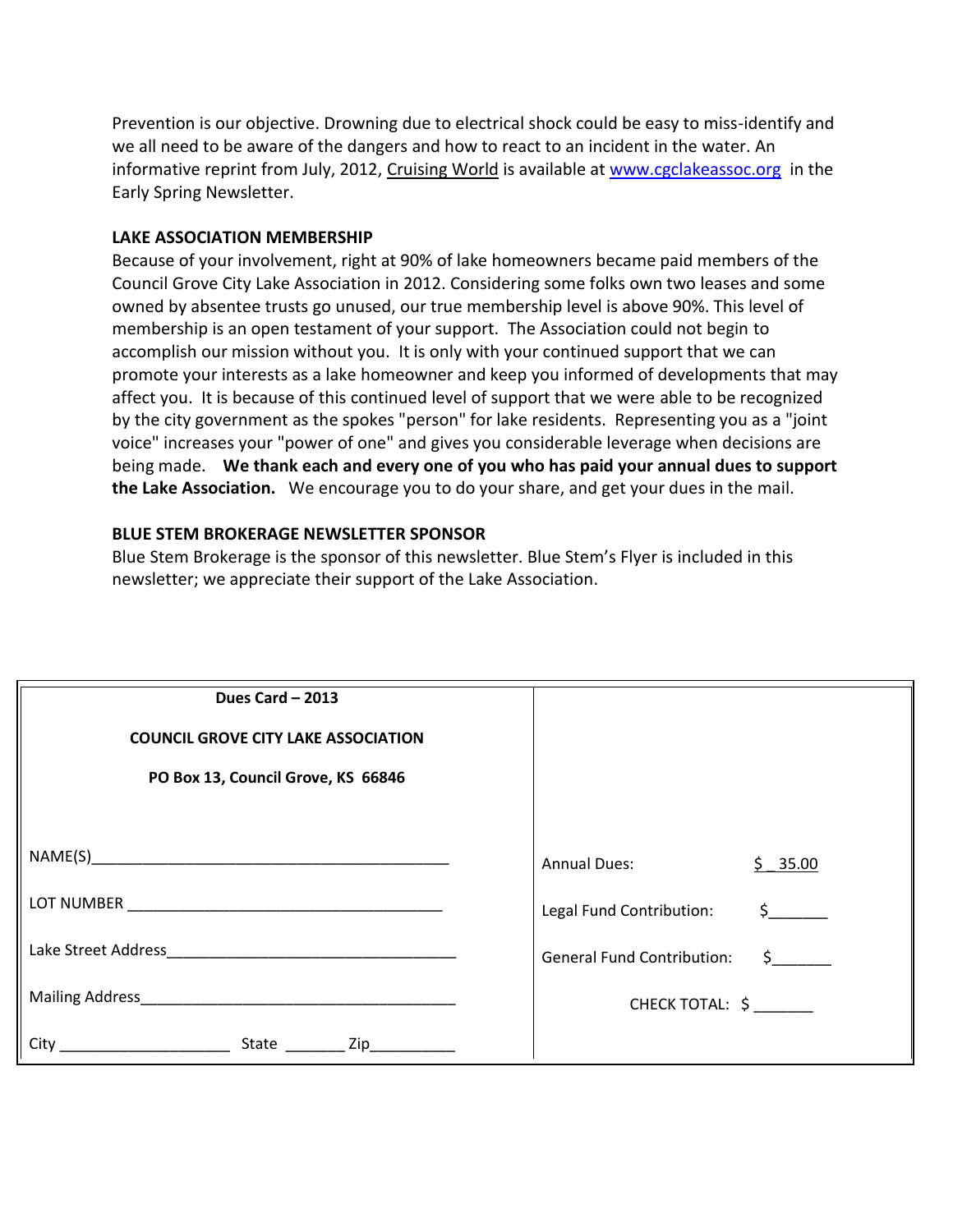Prevention is our objective. Drowning due to electrical shock could be easy to miss-identify and we all need to be aware of the dangers and how to react to an incident in the water. An informative reprint from July, 2012, Cruising World is available at [www.cgclakeassoc.org](http://www.cgclakeassoc.org) in the Early Spring Newsletter.

**LAKE ASSOCIATION MEMBERSHIP**

Because of your involvement, right at 90% of lake homeowners became paid members of the Council Grove City Lake Association in 2012. Considering some folks own two leases and some owned by absentee trusts go unused, our true membership level is above 90%. This level of membership is an open testament of your support. The Association could not begin to accomplish our mission without you. It is only with your continued support that we can promote your interests as a lake homeowner and keep you informed of developments that may affect you. It is because of this continued level of support that we were able to be recognized by the city government as the spokes "person" for lake residents. Representing you as a "joint voice" increases your "power of one" and gives you considerable leverage when decisions are being made. **We thank each and every one of you who has paid your annual dues to support the Lake Association.** We encourage you to do your share, and get your dues in the mail.

**BLUE STEM BROKERAGE NEWSLETTER SPONSOR**

Blue Stem Brokerage is the sponsor of this newsletter. Blue Stem's Flyer is included in this newsletter; we appreciate their support of the Lake Association.

| **Dues Card – 2013**<br>**COUNCIL GROVE CITY LAKE ASSOCIATION**<br>**PO Box 13, Council Grove, KS 66846** | |
|---|---|
| NAME(S)__________________________________ | Annual Dues: $ 35.00 |
| LOT NUMBER _____________________________ | Legal Fund Contribution: $_______ |
| Lake Street Address_________________________ | General Fund Contribution: $_______ |
| Mailing Address____________________________ | CHECK TOTAL: $ _______ |
| City ________________ State _______ Zip_________ | |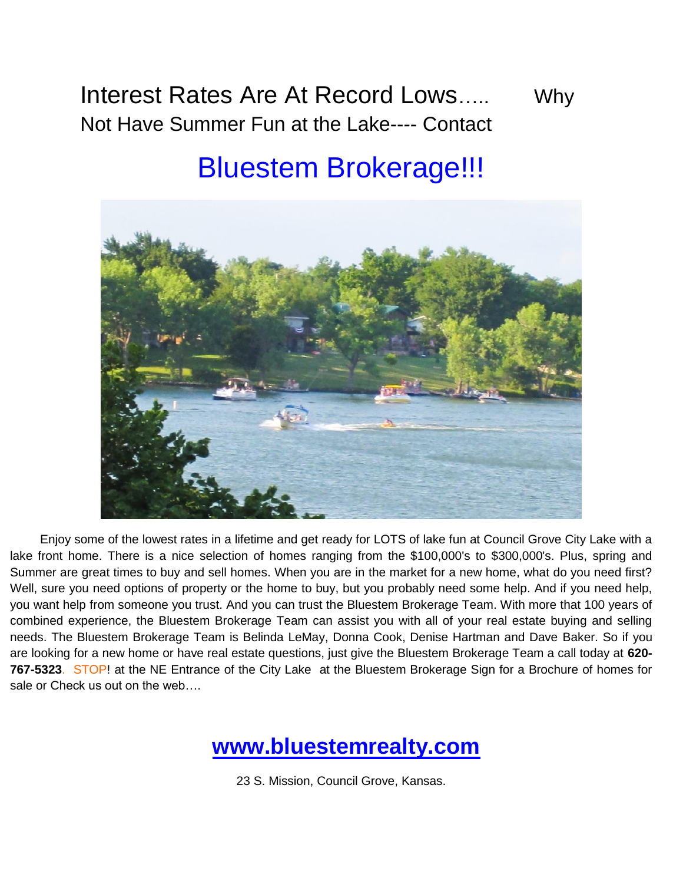# Interest Rates Are At Record Lows….. Why Not Have Summer Fun at the Lake---- Contact

# Bluestem Brokerage!!!

Enjoy some of the lowest rates in a lifetime and get ready for LOTS of lake fun at Council Grove City Lake with a lake front home. There is a nice selection of homes ranging from the $100,000's to $300,000's. Plus, spring and Summer are great times to buy and sell homes. When you are in the market for a new home, what do you need first? Well, sure you need options of property or the home to buy, but you probably need some help. And if you need help, you want help from someone you trust. And you can trust the Bluestem Brokerage Team. With more that 100 years of combined experience, the Bluestem Brokerage Team can assist you with all of your real estate buying and selling needs. The Bluestem Brokerage Team is Belinda LeMay, Donna Cook, Denise Hartman and Dave Baker. So if you are looking for a new home or have real estate questions, just give the Bluestem Brokerage Team a call today at **620-767-5323**. STOP! at the NE Entrance of the City Lake at the Bluestem Brokerage Sign for a Brochure of homes for sale or Check us out on the web….

## [www.bluestemrealty.com](http://www.bluestemrealty.com)

23 S. Mission, Council Grove, Kansas.